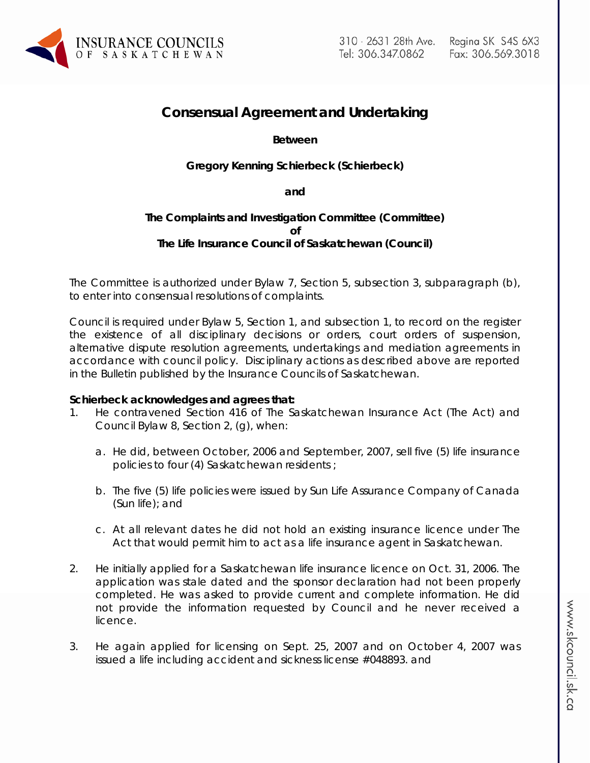# Consensual Agreement and Undertaking

**Between**

**Gregory Kenning Schierbeck (Schierbeck)**

**and**

**The Complaints and Investigation Committee (Committee)**
**of**
**The Life Insurance Council of Saskatchewan (Council)**

The Committee is authorized under Bylaw 7, Section 5, subsection 3, subparagraph (b), to enter into consensual resolutions of complaints.

Council is required under Bylaw 5, Section 1, and subsection 1, to record on the register the existence of all disciplinary decisions or orders, court orders of suspension, alternative dispute resolution agreements, undertakings and mediation agreements in accordance with council policy. Disciplinary actions as described above are reported in the Bulletin published by the Insurance Councils of Saskatchewan.

**Schierbeck acknowledges and agrees that:**

1. He contravened Section 416 of The Saskatchewan Insurance Act (The Act) and Council Bylaw 8, Section 2, (g), when:

   a. He did, between October, 2006 and September, 2007, sell five (5) life insurance policies to four (4) Saskatchewan residents ;

   b. The five (5) life policies were issued by Sun Life Assurance Company of Canada (Sun life); and

   c. At all relevant dates he did not hold an existing insurance licence under The Act that would permit him to act as a life insurance agent in Saskatchewan.

2. He initially applied for a Saskatchewan life insurance licence on Oct. 31, 2006. The application was stale dated and the sponsor declaration had not been properly completed. He was asked to provide current and complete information. He did not provide the information requested by Council and he never received a licence.

3. He again applied for licensing on Sept. 25, 2007 and on October 4, 2007 was issued a life including accident and sickness license #048893. and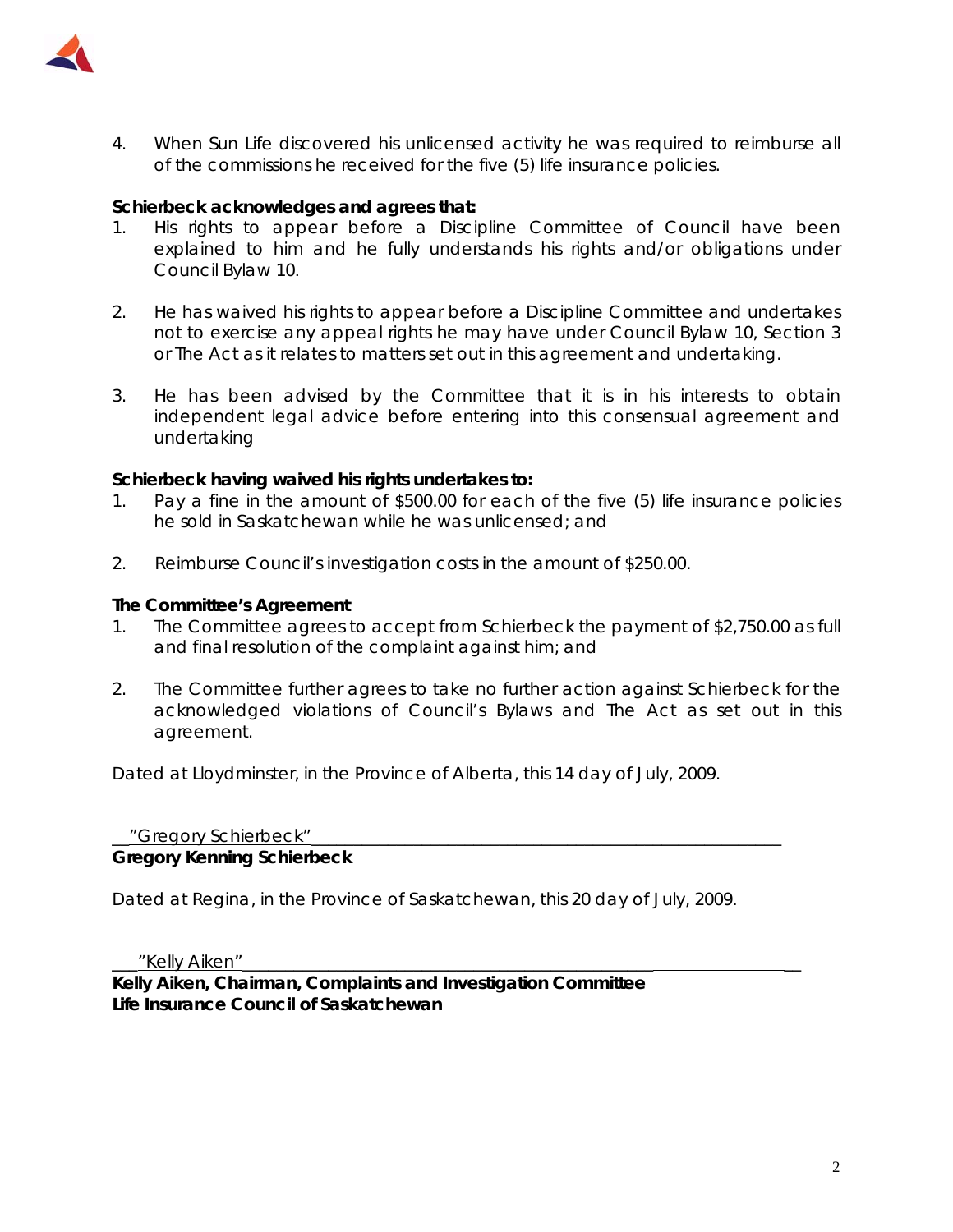4. When Sun Life discovered his unlicensed activity he was required to reimburse all of the commissions he received for the five (5) life insurance policies.

**Schierbeck acknowledges and agrees that:**

1. His rights to appear before a Discipline Committee of Council have been explained to him and he fully understands his rights and/or obligations under Council Bylaw 10.

2. He has waived his rights to appear before a Discipline Committee and undertakes not to exercise any appeal rights he may have under Council Bylaw 10, Section 3 or The Act as it relates to matters set out in this agreement and undertaking.

3. He has been advised by the Committee that it is in his interests to obtain independent legal advice before entering into this consensual agreement and undertaking

**Schierbeck having waived his rights undertakes to:**

1. Pay a fine in the amount of $500.00 for each of the five (5) life insurance policies he sold in Saskatchewan while he was unlicensed; and

2. Reimburse Council's investigation costs in the amount of $250.00.

**The Committee's Agreement**

1. The Committee agrees to accept from Schierbeck the payment of $2,750.00 as full and final resolution of the complaint against him; and

2. The Committee further agrees to take no further action against Schierbeck for the acknowledged violations of Council's Bylaws and The Act as set out in this agreement.

Dated at Lloydminster, in the Province of Alberta, this 14 day of July, 2009.

"Gregory Schierbeck"
**Gregory Kenning Schierbeck**

Dated at Regina, in the Province of Saskatchewan, this 20 day of July, 2009.

"Kelly Aiken"
**Kelly Aiken, Chairman, Complaints and Investigation Committee**
**Life Insurance Council of Saskatchewan**